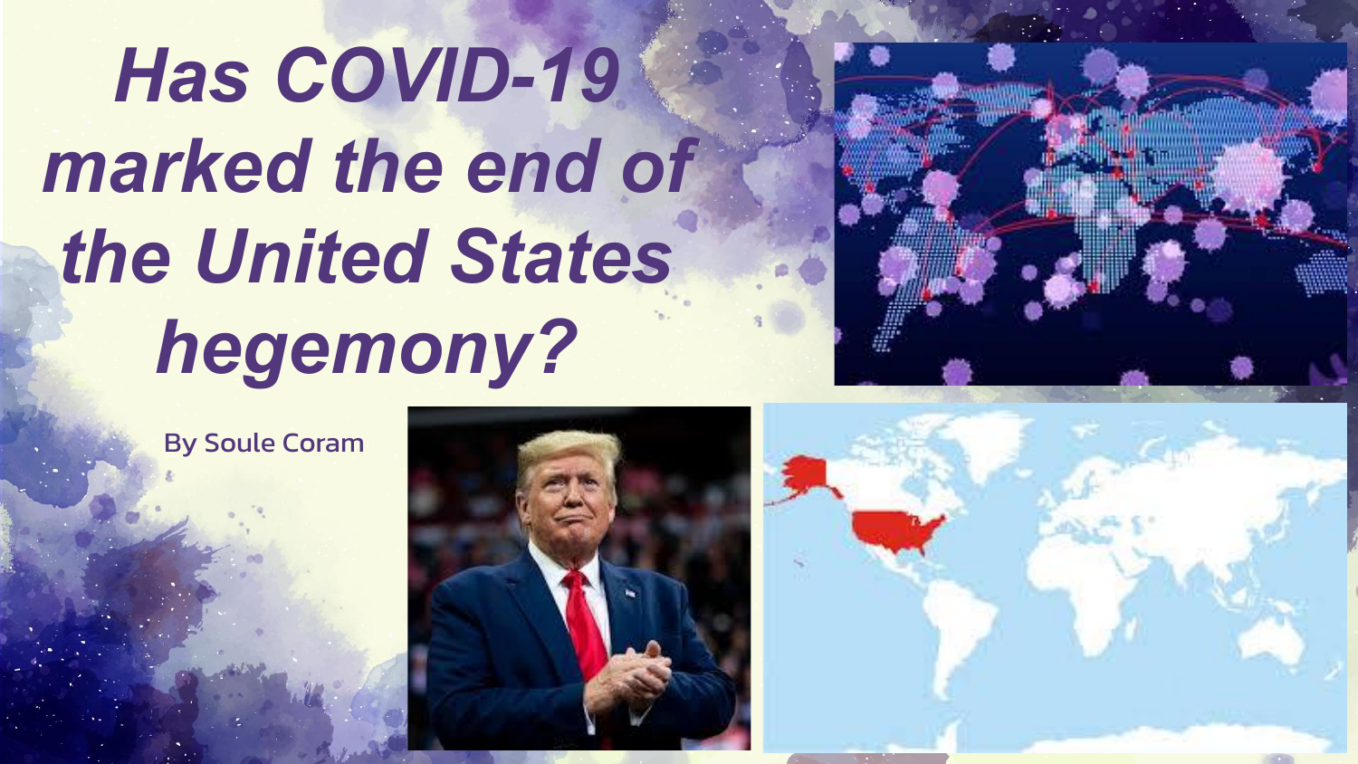# *Has COVID-19 marked the end of the United States hegemony?*

**By Soule Coram**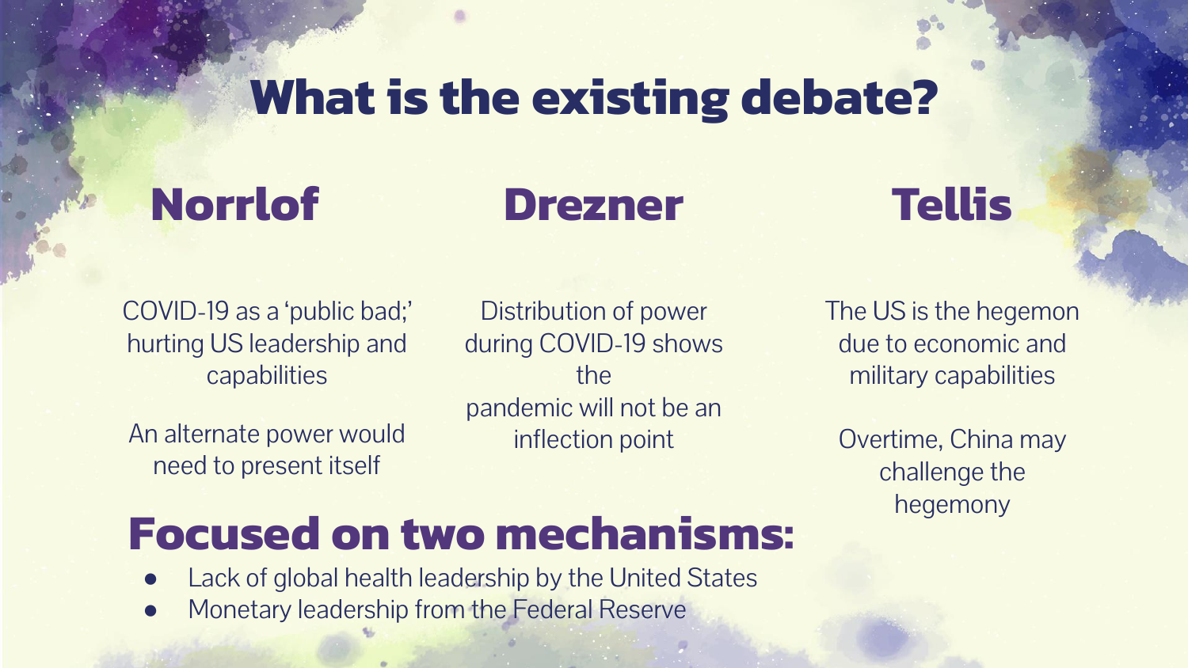# What is the existing debate?

## Norrlof

COVID-19 as a 'public bad;' hurting US leadership and capabilities

An alternate power would need to present itself

## Drezner

Distribution of power during COVID-19 shows the pandemic will not be an inflection point

## Tellis

The US is the hegemon due to economic and military capabilities

Overtime, China may challenge the hegemony

## Focused on two mechanisms:

- Lack of global health leadership by the United States
- Monetary leadership from the Federal Reserve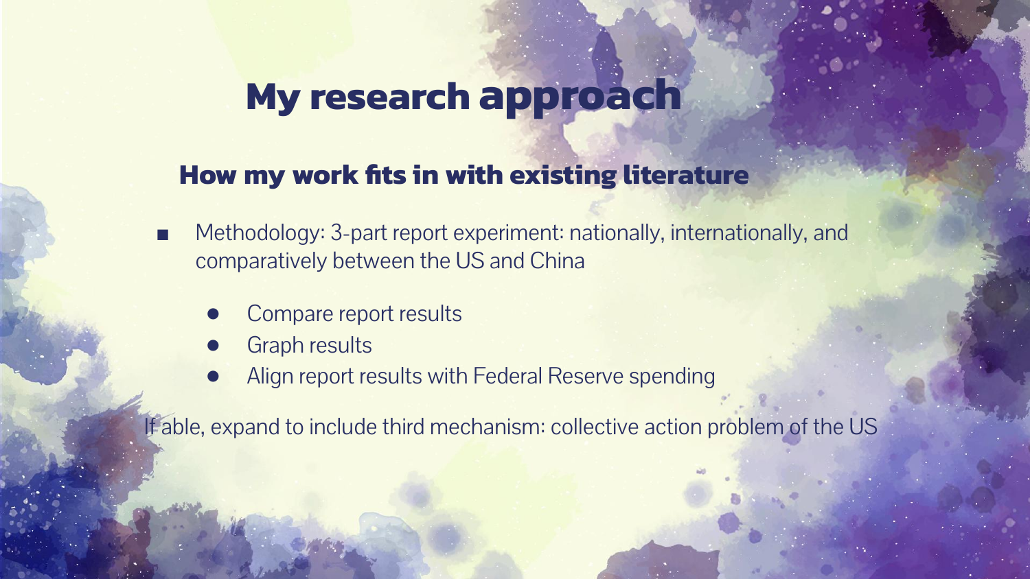# My research approach

## How my work fits in with existing literature

- Methodology: 3-part report experiment: nationally, internationally, and comparatively between the US and China
    - Compare report results
    - Graph results
    - Align report results with Federal Reserve spending

If able, expand to include third mechanism: collective action problem of the US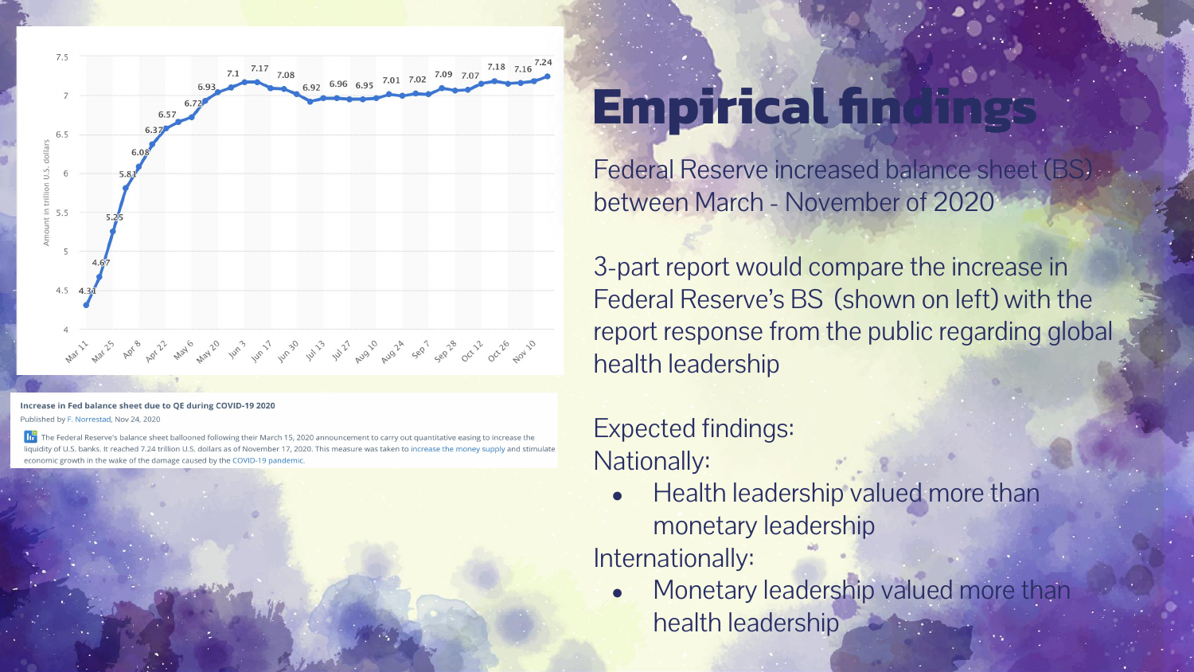# Empirical findings

Federal Reserve increased balance sheet (BS) between March - November of 2020

3-part report would compare the increase in Federal Reserve's BS (shown on left) with the report response from the public regarding global health leadership

Expected findings:

Nationally:

- Health leadership valued more than monetary leadership

Internationally:

- Monetary leadership valued more than health leadership

**Increase in Fed balance sheet due to QE during COVID-19 2020**

Published by F. Norrestad, Nov 24, 2020

The Federal Reserve's balance sheet ballooned following their March 15, 2020 announcement to carry out quantitative easing to increase the liquidity of U.S. banks. It reached 7.24 trillion U.S. dollars as of November 17, 2020. This measure was taken to increase the money supply and stimulate economic growth in the wake of the damage caused by the COVID-19 pandemic.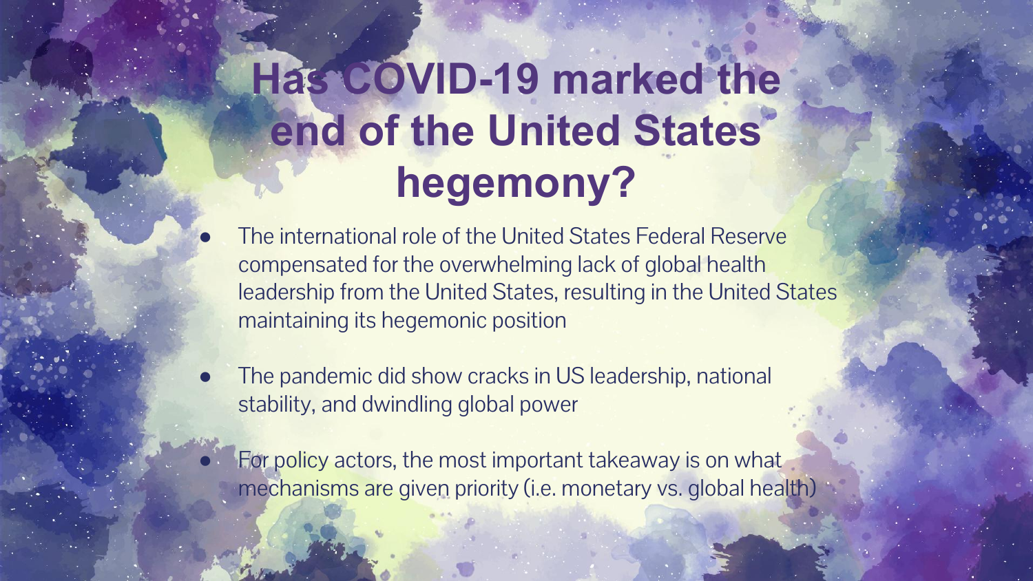# Has COVID-19 marked the end of the United States hegemony?

- The international role of the United States Federal Reserve compensated for the overwhelming lack of global health leadership from the United States, resulting in the United States maintaining its hegemonic position
- The pandemic did show cracks in US leadership, national stability, and dwindling global power
- For policy actors, the most important takeaway is on what mechanisms are given priority (i.e. monetary vs. global health)